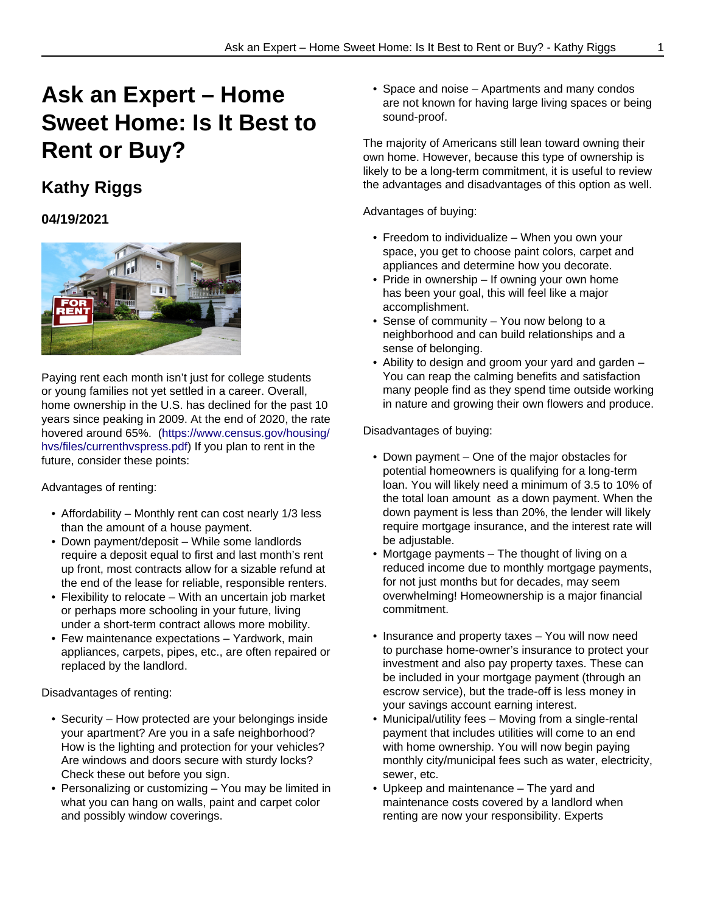# Ask an Expert – Home Sweet Home: Is It Best to Rent or Buy?

## Kathy Riggs

### 04/19/2021

Paying rent each month isn't just for college students or young families not yet settled in a career. Overall, home ownership in the U.S. has declined for the past 10 years since peaking in 2009. At the end of 2020, the rate hovered around 65%. (https://www.census.gov/housing/hvs/files/currenthvspress.pdf) If you plan to rent in the future, consider these points:

Advantages of renting:

- Affordability – Monthly rent can cost nearly 1/3 less than the amount of a house payment.
- Down payment/deposit – While some landlords require a deposit equal to first and last month's rent up front, most contracts allow for a sizable refund at the end of the lease for reliable, responsible renters.
- Flexibility to relocate – With an uncertain job market or perhaps more schooling in your future, living under a short-term contract allows more mobility.
- Few maintenance expectations – Yardwork, main appliances, carpets, pipes, etc., are often repaired or replaced by the landlord.

Disadvantages of renting:

- Security – How protected are your belongings inside your apartment? Are you in a safe neighborhood? How is the lighting and protection for your vehicles? Are windows and doors secure with sturdy locks? Check these out before you sign.
- Personalizing or customizing – You may be limited in what you can hang on walls, paint and carpet color and possibly window coverings.
- Space and noise – Apartments and many condos are not known for having large living spaces or being sound-proof.

The majority of Americans still lean toward owning their own home. However, because this type of ownership is likely to be a long-term commitment, it is useful to review the advantages and disadvantages of this option as well.

Advantages of buying:

- Freedom to individualize – When you own your space, you get to choose paint colors, carpet and appliances and determine how you decorate.
- Pride in ownership – If owning your own home has been your goal, this will feel like a major accomplishment.
- Sense of community – You now belong to a neighborhood and can build relationships and a sense of belonging.
- Ability to design and groom your yard and garden – You can reap the calming benefits and satisfaction many people find as they spend time outside working in nature and growing their own flowers and produce.

Disadvantages of buying:

- Down payment – One of the major obstacles for potential homeowners is qualifying for a long-term loan. You will likely need a minimum of 3.5 to 10% of the total loan amount as a down payment. When the down payment is less than 20%, the lender will likely require mortgage insurance, and the interest rate will be adjustable.
- Mortgage payments – The thought of living on a reduced income due to monthly mortgage payments, for not just months but for decades, may seem overwhelming! Homeownership is a major financial commitment.
- Insurance and property taxes – You will now need to purchase home-owner's insurance to protect your investment and also pay property taxes. These can be included in your mortgage payment (through an escrow service), but the trade-off is less money in your savings account earning interest.
- Municipal/utility fees – Moving from a single-rental payment that includes utilities will come to an end with home ownership. You will now begin paying monthly city/municipal fees such as water, electricity, sewer, etc.
- Upkeep and maintenance – The yard and maintenance costs covered by a landlord when renting are now your responsibility. Experts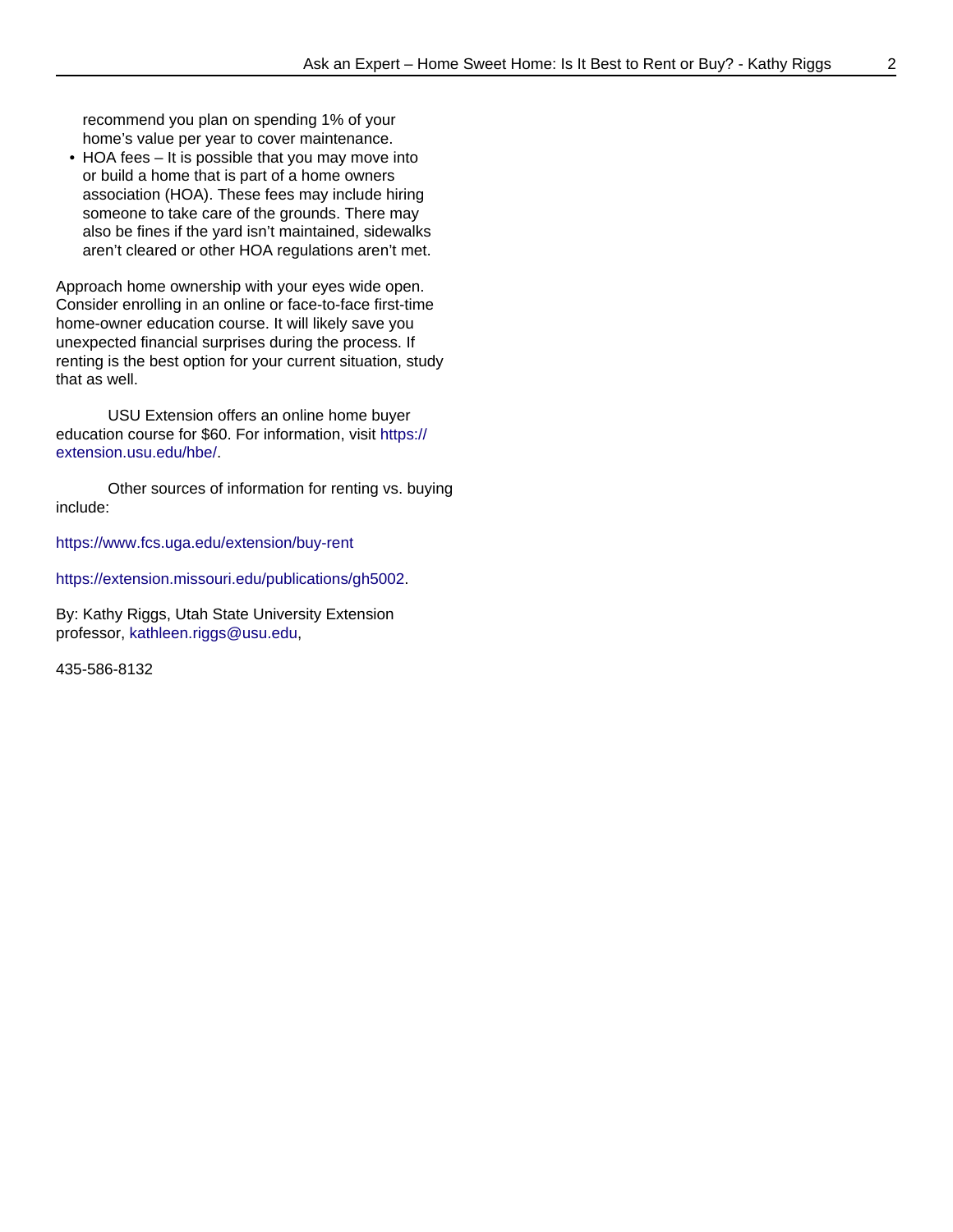recommend you plan on spending 1% of your home's value per year to cover maintenance.

- HOA fees – It is possible that you may move into or build a home that is part of a home owners association (HOA). These fees may include hiring someone to take care of the grounds. There may also be fines if the yard isn't maintained, sidewalks aren't cleared or other HOA regulations aren't met.

Approach home ownership with your eyes wide open. Consider enrolling in an online or face-to-face first-time home-owner education course. It will likely save you unexpected financial surprises during the process. If renting is the best option for your current situation, study that as well.

USU Extension offers an online home buyer education course for $60. For information, visit https://extension.usu.edu/hbe/.

Other sources of information for renting vs. buying include:

https://www.fcs.uga.edu/extension/buy-rent

https://extension.missouri.edu/publications/gh5002.

By: Kathy Riggs, Utah State University Extension professor, kathleen.riggs@usu.edu,

435-586-8132